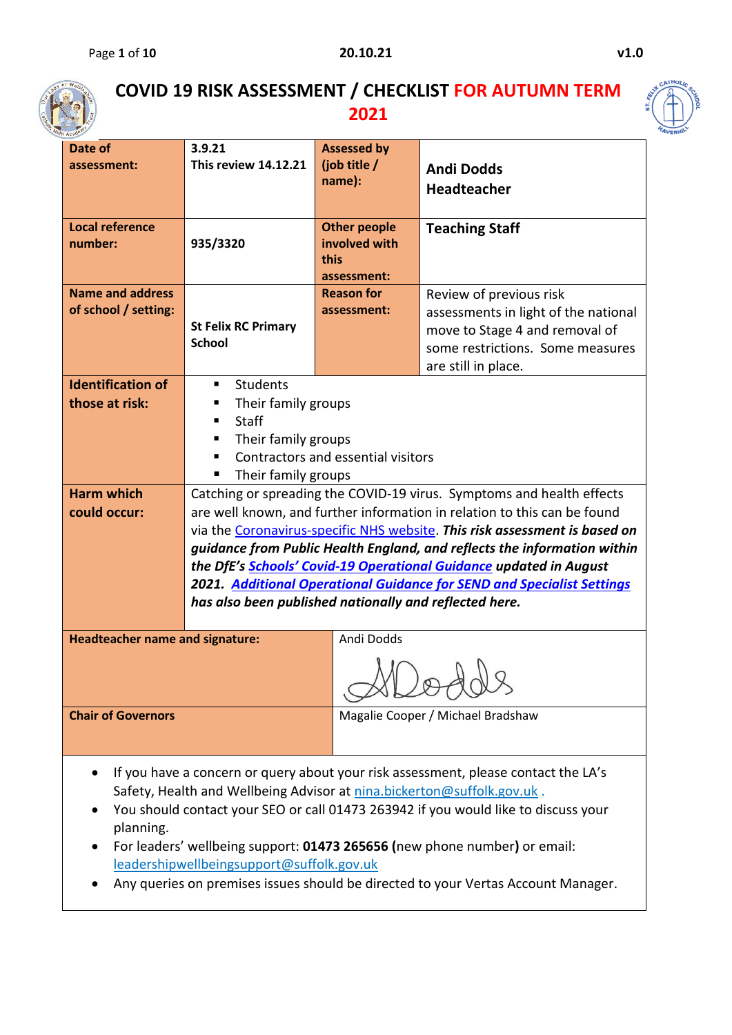# COVID 19 RISK ASSESSMENT / CHECKLIST FOR AUTUMN TERM 2021

| **Date of assessment:** | **3.9.21 This review 14.12.21** | **Assessed by (job title / name):** | **Andi Dodds Headteacher** |
|---|---|---|---|
| **Local reference number:** | **935/3320** | **Other people involved with this assessment:** | **Teaching Staff** |
| **Name and address of school / setting:** | **St Felix RC Primary School** | **Reason for assessment:** | Review of previous risk assessments in light of the national move to Stage 4 and removal of some restrictions. Some measures are still in place. |
| **Identification of those at risk:** | ▪ Students<br>▪ Their family groups<br>▪ Staff<br>▪ Their family groups<br>▪ Contractors and essential visitors<br>▪ Their family groups | | |
| **Harm which could occur:** | Catching or spreading the COVID-19 virus. Symptoms and health effects are well known, and further information in relation to this can be found via the Coronavirus-specific NHS website. ***This risk assessment is based on guidance from Public Health England, and reflects the information within the DfE's Schools' Covid-19 Operational Guidance updated in August 2021. Additional Operational Guidance for SEND and Specialist Settings has also been published nationally and reflected here.*** | | |
| **Headteacher name and signature:** | Andi Dodds | | |
| **Chair of Governors** | Magalie Cooper / Michael Bradshaw | | |

- If you have a concern or query about your risk assessment, please contact the LA's Safety, Health and Wellbeing Advisor at nina.bickerton@suffolk.gov.uk .
- You should contact your SEO or call 01473 263942 if you would like to discuss your planning.
- For leaders' wellbeing support: **01473 265656 (**new phone number**)** or email: leadershipwellbeingsupport@suffolk.gov.uk
- Any queries on premises issues should be directed to your Vertas Account Manager.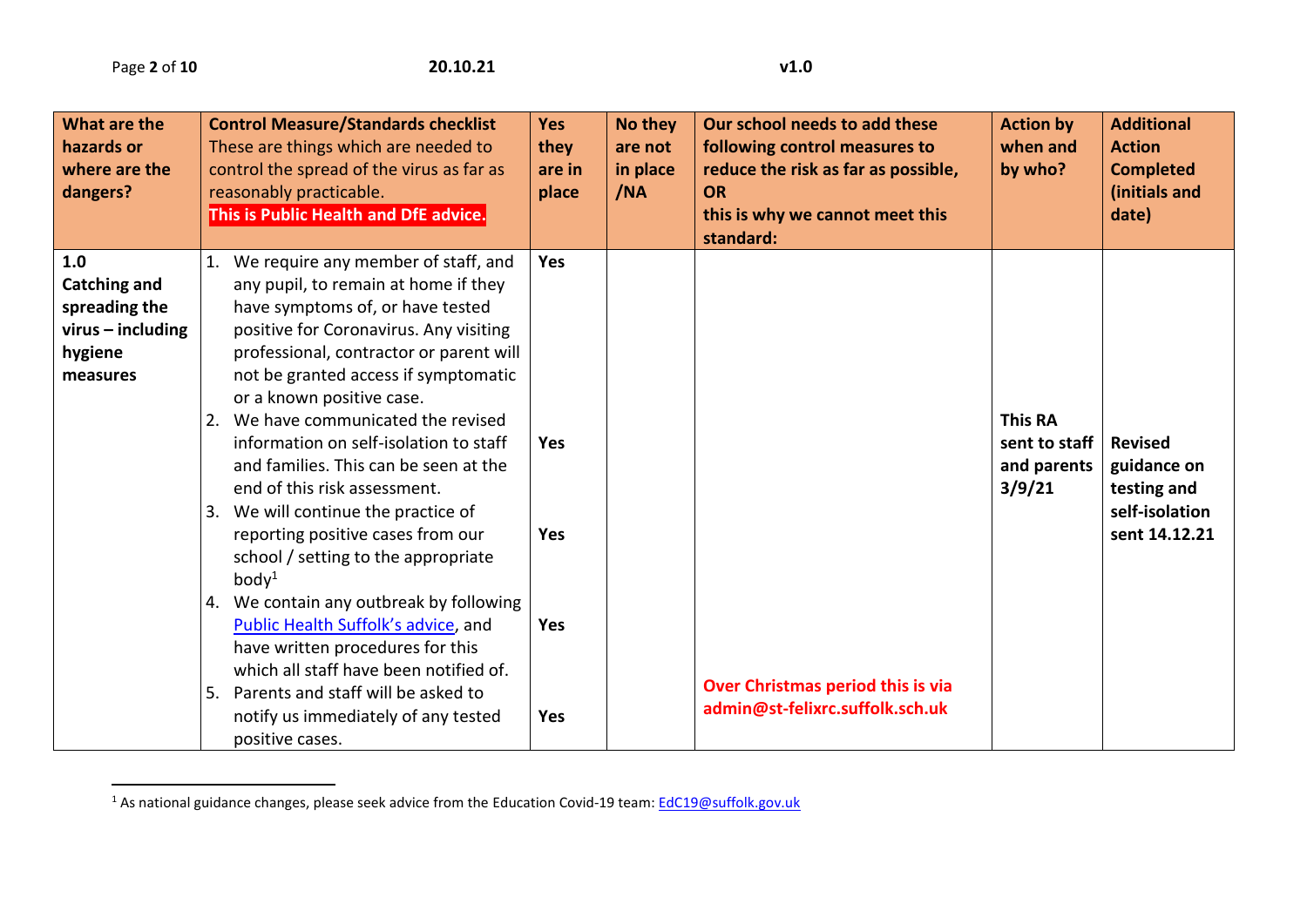| What are the hazards or where are the dangers? | Control Measure/Standards checklist These are things which are needed to control the spread of the virus as far as reasonably practicable. **This is Public Health and DfE advice.** | Yes they are in place | No they are not in place /NA | Our school needs to add these following control measures to reduce the risk as far as possible, OR this is why we cannot meet this standard: | Action by when and by who? | Additional Action Completed (initials and date) |
|---|---|---|---|---|---|---|
| **1.0 Catching and spreading the virus – including hygiene measures** | 1. We require any member of staff, and any pupil, to remain at home if they have symptoms of, or have tested positive for Coronavirus. Any visiting professional, contractor or parent will not be granted access if symptomatic or a known positive case. | **Yes** | | | | |
| | 2. We have communicated the revised information on self-isolation to staff and families. This can be seen at the end of this risk assessment. | **Yes** | | | **This RA sent to staff and parents 3/9/21** | **Revised guidance on testing and self-isolation sent 14.12.21** |
| | 3. We will continue the practice of reporting positive cases from our school / setting to the appropriate body[1] | **Yes** | | | | |
| | 4. We contain any outbreak by following [Public Health Suffolk's advice](), and have written procedures for this which all staff have been notified of. | **Yes** | | | | |
| | 5. Parents and staff will be asked to notify us immediately of any tested positive cases. | **Yes** | | **Over Christmas period this is via admin@st-felixrc.suffolk.sch.uk** | | |

[1] As national guidance changes, please seek advice from the Education Covid-19 team: EdC19@suffolk.gov.uk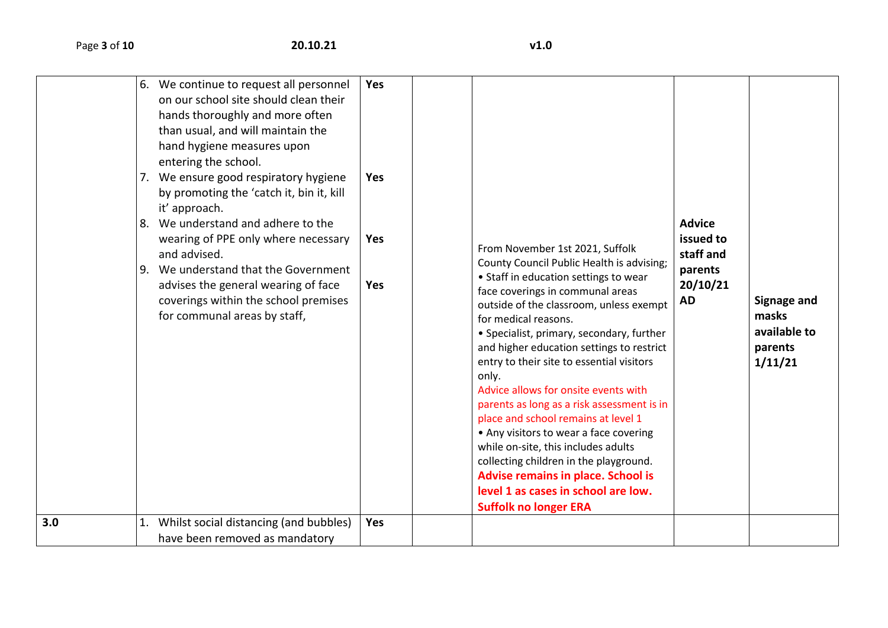| | | | | | | |
|---|---|---|---|---|---|---|
| | 6. We continue to request all personnel on our school site should clean their hands thoroughly and more often than usual, and will maintain the hand hygiene measures upon entering the school.<br>7. We ensure good respiratory hygiene by promoting the 'catch it, bin it, kill it' approach.<br>8. We understand and adhere to the wearing of PPE only where necessary and advised.<br>9. We understand that the Government advises the general wearing of face coverings within the school premises for communal areas by staff, | **Yes**<br><br>**Yes**<br><br>**Yes**<br><br>**Yes** | | From November 1st 2021, Suffolk County Council Public Health is advising;<br>• Staff in education settings to wear face coverings in communal areas outside of the classroom, unless exempt for medical reasons.<br>• Specialist, primary, secondary, further and higher education settings to restrict entry to their site to essential visitors only.<br>Advice allows for onsite events with parents as long as a risk assessment is in place and school remains at level 1<br>• Any visitors to wear a face covering while on-site, this includes adults collecting children in the playground.<br>**Advise remains in place. School is level 1 as cases in school are low. Suffolk no longer ERA** | **Advice issued to staff and parents 20/10/21 AD** | **Signage and masks available to parents 1/11/21** |
| **3.0** | 1. Whilst social distancing (and bubbles) have been removed as mandatory | **Yes** | | | | |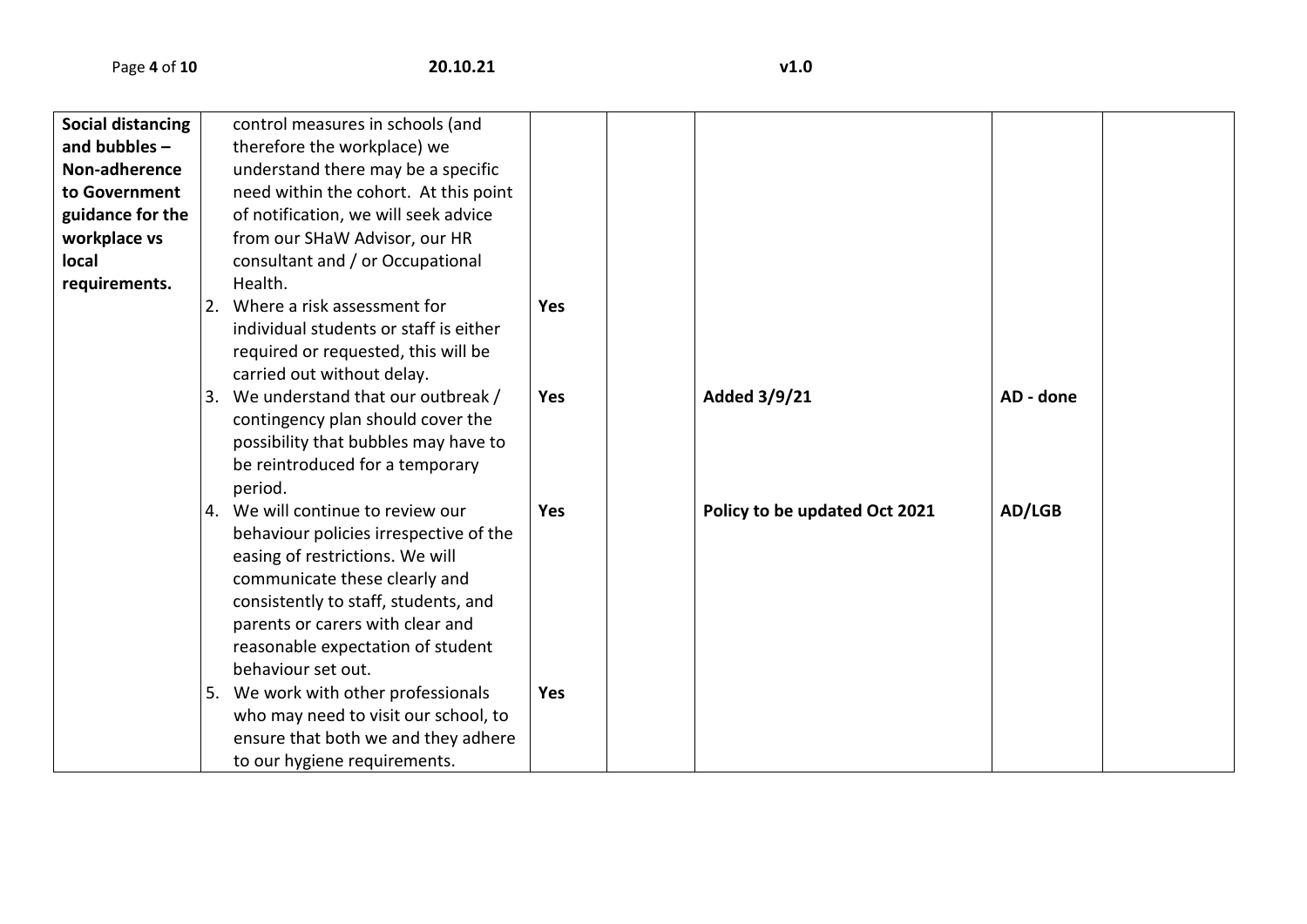| | | | | | | |
|---|---|---|---|---|---|---|
| **Social distancing and bubbles – Non-adherence to Government guidance for the workplace vs local requirements.** | control measures in schools (and therefore the workplace) we understand there may be a specific need within the cohort. At this point of notification, we will seek advice from our SHaW Advisor, our HR consultant and / or Occupational Health. | | | | | |
| | 2. Where a risk assessment for individual students or staff is either required or requested, this will be carried out without delay. | **Yes** | | | | |
| | 3. We understand that our outbreak / contingency plan should cover the possibility that bubbles may have to be reintroduced for a temporary period. | **Yes** | | **Added 3/9/21** | **AD - done** | |
| | 4. We will continue to review our behaviour policies irrespective of the easing of restrictions. We will communicate these clearly and consistently to staff, students, and parents or carers with clear and reasonable expectation of student behaviour set out. | **Yes** | | **Policy to be updated Oct 2021** | **AD/LGB** | |
| | 5. We work with other professionals who may need to visit our school, to ensure that both we and they adhere to our hygiene requirements. | **Yes** | | | | |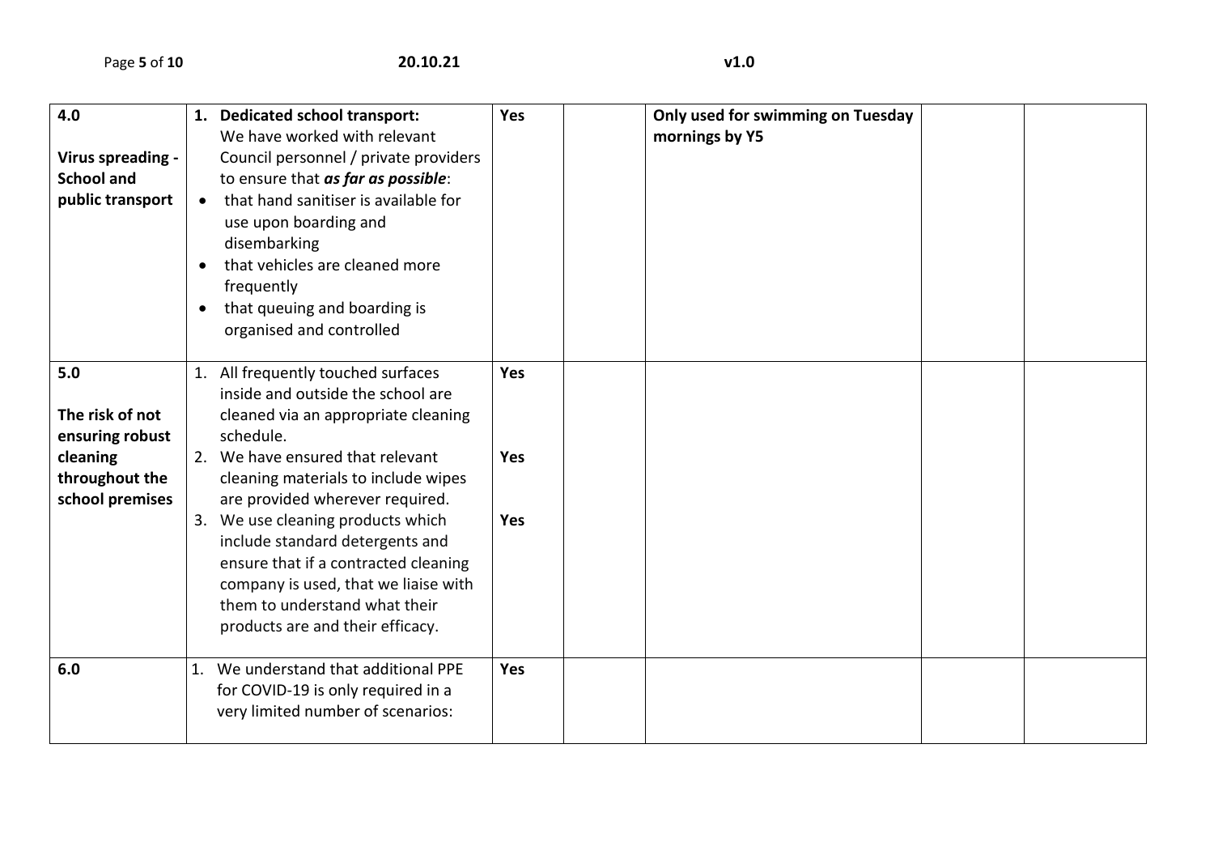| | | | | | | |
|---|---|---|---|---|---|---|
| **4.0**<br><br>**Virus spreading - School and public transport** | 1. **Dedicated school transport:** We have worked with relevant Council personnel / private providers to ensure that ***as far as possible***:<br>• that hand sanitiser is available for use upon boarding and disembarking<br>• that vehicles are cleaned more frequently<br>• that queuing and boarding is organised and controlled | **Yes** | | **Only used for swimming on Tuesday mornings by Y5** | | |
| **5.0**<br><br>**The risk of not ensuring robust cleaning throughout the school premises** | 1. All frequently touched surfaces inside and outside the school are cleaned via an appropriate cleaning schedule.<br>2. We have ensured that relevant cleaning materials to include wipes are provided wherever required.<br>3. We use cleaning products which include standard detergents and ensure that if a contracted cleaning company is used, that we liaise with them to understand what their products are and their efficacy. | **Yes**<br><br>**Yes**<br><br>**Yes** | | | | |
| **6.0** | 1. We understand that additional PPE for COVID-19 is only required in a very limited number of scenarios: | **Yes** | | | | |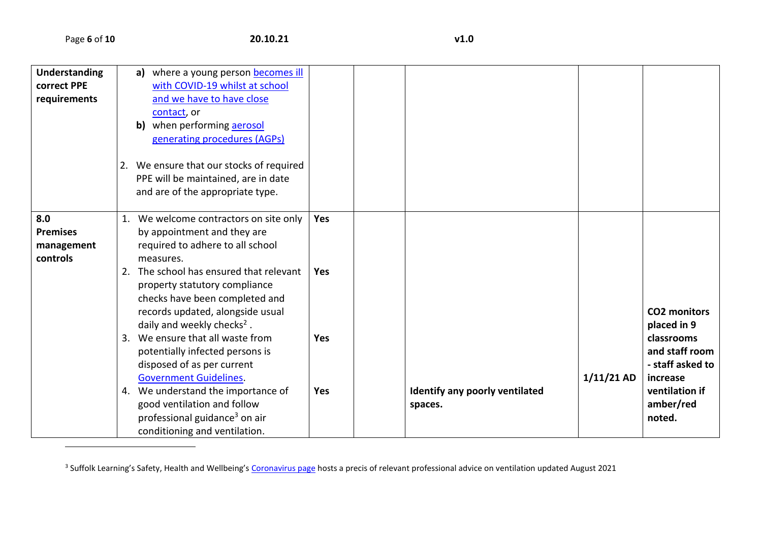| | | | | | | |
|---|---|---|---|---|---|---|
| **Understanding correct PPE requirements** | **a)** where a young person becomes ill with COVID-19 whilst at school and we have to have close contact, or<br>**b)** when performing aerosol generating procedures (AGPs)<br><br>2. We ensure that our stocks of required PPE will be maintained, are in date and are of the appropriate type. | | | | | |
| **8.0 Premises management controls** | 1. We welcome contractors on site only by appointment and they are required to adhere to all school measures.<br>2. The school has ensured that relevant property statutory compliance checks have been completed and records updated, alongside usual daily and weekly checks[2] .<br>3. We ensure that all waste from potentially infected persons is disposed of as per current Government Guidelines.<br>4. We understand the importance of good ventilation and follow professional guidance[3] on air conditioning and ventilation. | **Yes**<br><br>**Yes**<br><br>**Yes**<br><br>**Yes** | | **Identify any poorly ventilated spaces.** | **1/11/21 AD** | **$CO_2$ monitors placed in 9 classrooms and staff room - staff asked to increase ventilation if amber/red noted.** |

[3] Suffolk Learning's Safety, Health and Wellbeing's Coronavirus page hosts a precis of relevant professional advice on ventilation updated August 2021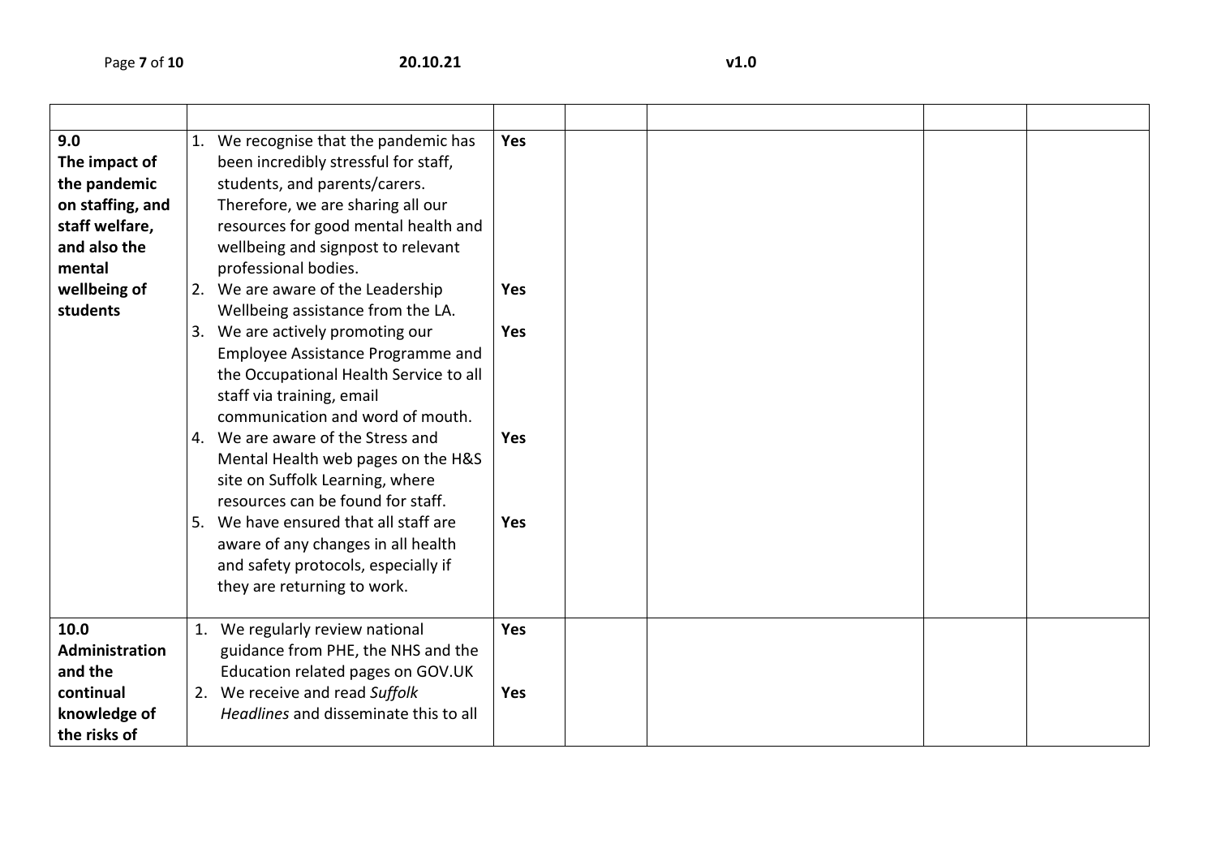| | | | | | | |
|---|---|---|---|---|---|---|
| **9.0 The impact of the pandemic on staffing, and staff welfare, and also the mental wellbeing of students** | 1. We recognise that the pandemic has been incredibly stressful for staff, students, and parents/carers. Therefore, we are sharing all our resources for good mental health and wellbeing and signpost to relevant professional bodies.<br>2. We are aware of the Leadership Wellbeing assistance from the LA.<br>3. We are actively promoting our Employee Assistance Programme and the Occupational Health Service to all staff via training, email communication and word of mouth.<br>4. We are aware of the Stress and Mental Health web pages on the H&S site on Suffolk Learning, where resources can be found for staff.<br>5. We have ensured that all staff are aware of any changes in all health and safety protocols, especially if they are returning to work. | **Yes**<br><br>**Yes**<br><br>**Yes**<br><br>**Yes**<br><br>**Yes** | | | | |
| **10.0 Administration and the continual knowledge of the risks of** | 1. We regularly review national guidance from PHE, the NHS and the Education related pages on GOV.UK<br>2. We receive and read *Suffolk Headlines* and disseminate this to all | **Yes**<br><br>**Yes** | | | | |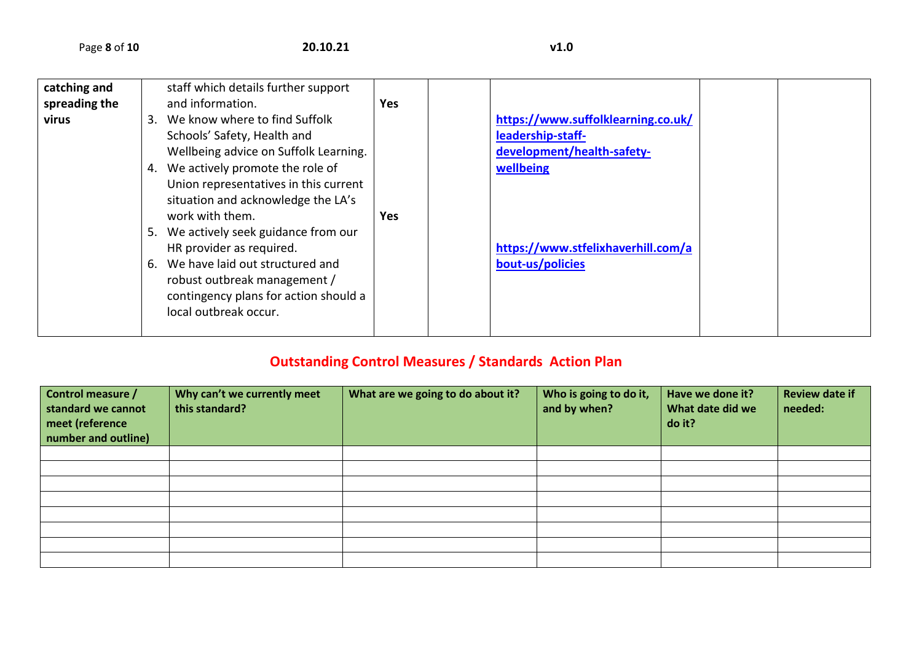| | | | | | | |
|---|---|---|---|---|---|---|
| **catching and spreading the virus** | staff which details further support and information.<br>3. We know where to find Suffolk Schools' Safety, Health and Wellbeing advice on Suffolk Learning.<br>4. We actively promote the role of Union representatives in this current situation and acknowledge the LA's work with them.<br>5. We actively seek guidance from our HR provider as required.<br>6. We have laid out structured and robust outbreak management / contingency plans for action should a local outbreak occur. | **Yes**<br><br>**Yes** | | **https://www.suffolklearning.co.uk/leadership-staff-development/health-safety-wellbeing**<br><br>**https://www.stfelixhaverhill.com/about-us/policies** | | |

## Outstanding Control Measures / Standards Action Plan

| Control measure / standard we cannot meet (reference number and outline) | Why can't we currently meet this standard? | What are we going to do about it? | Who is going to do it, and by when? | Have we done it? What date did we do it? | Review date if needed: |
|---|---|---|---|---|---|
| | | | | | |
| | | | | | |
| | | | | | |
| | | | | | |
| | | | | | |
| | | | | | |
| | | | | | |
| | | | | | |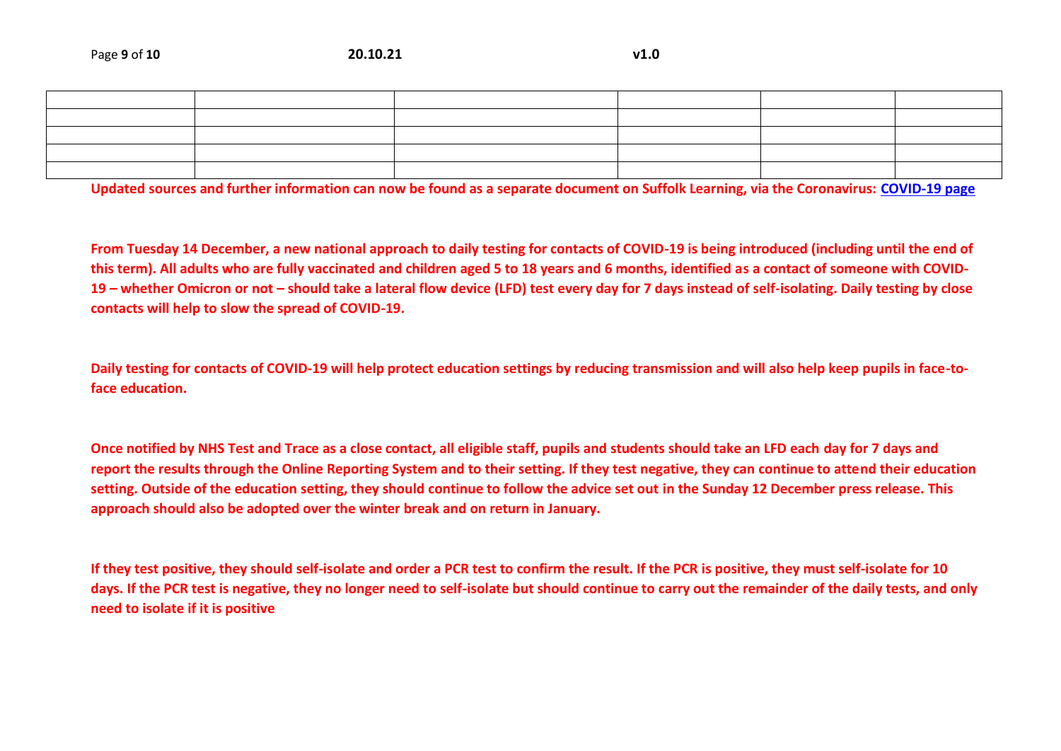| | | | | | |
|---|---|---|---|---|---|
| | | | | | |
| | | | | | |
| | | | | | |
| | | | | | |

**Updated sources and further information can now be found as a separate document on Suffolk Learning, via the Coronavirus: [COVID-19 page](COVID-19 page)**

**From Tuesday 14 December, a new national approach to daily testing for contacts of COVID-19 is being introduced (including until the end of this term). All adults who are fully vaccinated and children aged 5 to 18 years and 6 months, identified as a contact of someone with COVID-19 – whether Omicron or not – should take a lateral flow device (LFD) test every day for 7 days instead of self-isolating. Daily testing by close contacts will help to slow the spread of COVID-19.**

**Daily testing for contacts of COVID-19 will help protect education settings by reducing transmission and will also help keep pupils in face-to-face education.**

**Once notified by NHS Test and Trace as a close contact, all eligible staff, pupils and students should take an LFD each day for 7 days and report the results through the Online Reporting System and to their setting. If they test negative, they can continue to attend their education setting. Outside of the education setting, they should continue to follow the advice set out in the Sunday 12 December press release. This approach should also be adopted over the winter break and on return in January.**

**If they test positive, they should self-isolate and order a PCR test to confirm the result. If the PCR is positive, they must self-isolate for 10 days. If the PCR test is negative, they no longer need to self-isolate but should continue to carry out the remainder of the daily tests, and only need to isolate if it is positive**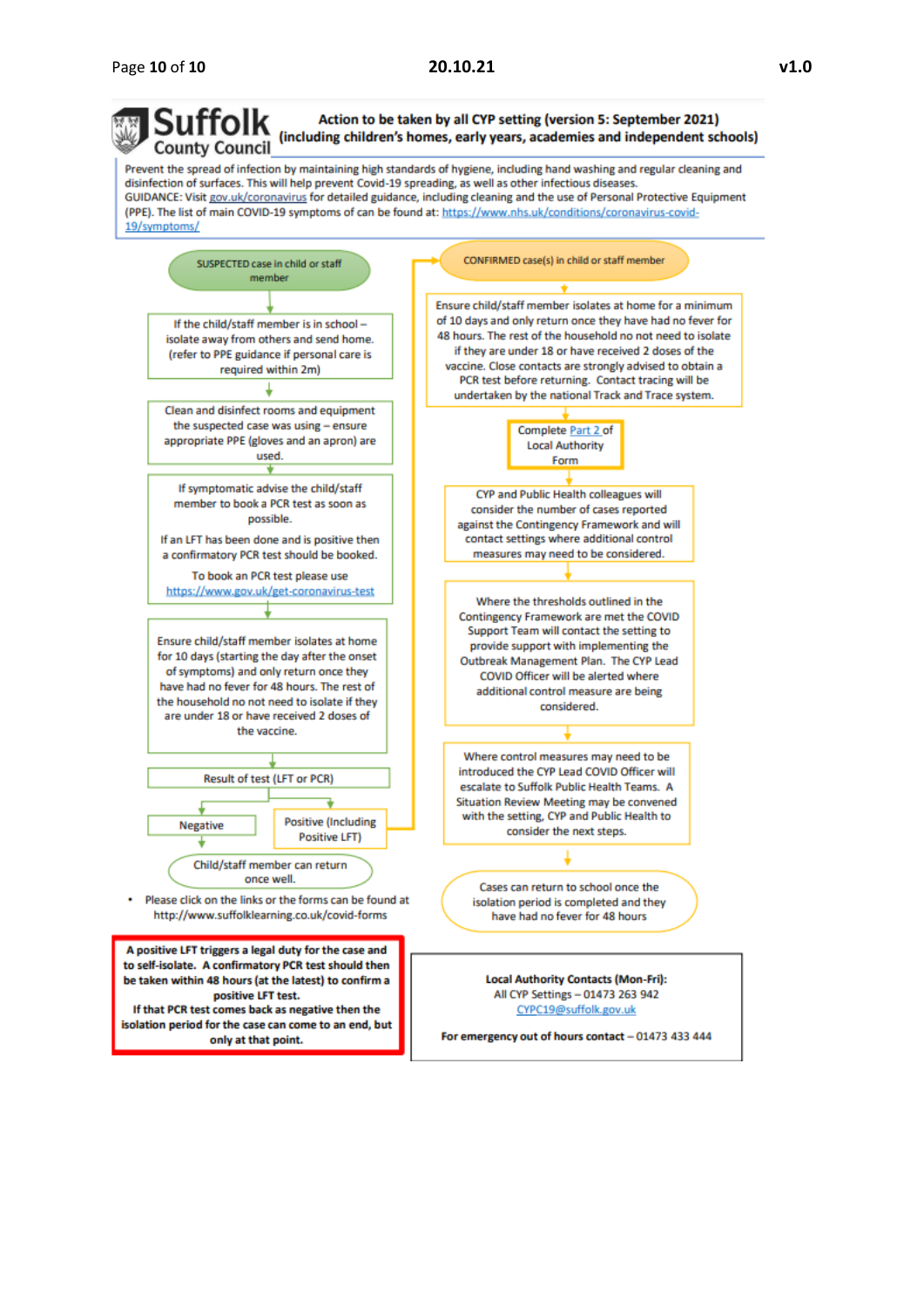**Suffolk County Council**

## Action to be taken by all CYP setting (version 5: September 2021) (including children's homes, early years, academies and independent schools)

Prevent the spread of infection by maintaining high standards of hygiene, including hand washing and regular cleaning and disinfection of surfaces. This will help prevent Covid-19 spreading, as well as other infectious diseases.
GUIDANCE: Visit gov.uk/coronavirus for detailed guidance, including cleaning and the use of Personal Protective Equipment (PPE). The list of main COVID-19 symptoms of can be found at: https://www.nhs.uk/conditions/coronavirus-covid-19/symptoms/

### SUSPECTED case in child or staff member

If the child/staff member is in school – isolate away from others and send home. (refer to PPE guidance if personal care is required within 2m)

Clean and disinfect rooms and equipment the suspected case was using – ensure appropriate PPE (gloves and an apron) are used.

If symptomatic advise the child/staff member to book a PCR test as soon as possible.

If an LFT has been done and is positive then a confirmatory PCR test should be booked.

To book an PCR test please use https://www.gov.uk/get-coronavirus-test

Ensure child/staff member isolates at home for 10 days (starting the day after the onset of symptoms) and only return once they have had no fever for 48 hours. The rest of the household no not need to isolate if they are under 18 or have received 2 doses of the vaccine.

Result of test (LFT or PCR)

- Negative → Child/staff member can return once well.
- Positive (Including Positive LFT) → CONFIRMED case(s) in child or staff member

- Please click on the links or the forms can be found at http://www.suffolklearning.co.uk/covid-forms

**A positive LFT triggers a legal duty for the case and to self-isolate. A confirmatory PCR test should then be taken within 48 hours (at the latest) to confirm a positive LFT test.**
**If that PCR test comes back as negative then the isolation period for the case can come to an end, but only at that point.**

### CONFIRMED case(s) in child or staff member

Ensure child/staff member isolates at home for a minimum of 10 days and only return once they have had no fever for 48 hours. The rest of the household no not need to isolate if they are under 18 or have received 2 doses of the vaccine. Close contacts are strongly advised to obtain a PCR test before returning. Contact tracing will be undertaken by the national Track and Trace system.

Complete Part 2 of Local Authority Form

CYP and Public Health colleagues will consider the number of cases reported against the Contingency Framework and will contact settings where additional control measures may need to be considered.

Where the thresholds outlined in the Contingency Framework are met the COVID Support Team will contact the setting to provide support with implementing the Outbreak Management Plan. The CYP Lead COVID Officer will be alerted where additional control measure are being considered.

Where control measures may need to be introduced the CYP Lead COVID Officer will escalate to Suffolk Public Health Teams. A Situation Review Meeting may be convened with the setting, CYP and Public Health to consider the next steps.

Cases can return to school once the isolation period is completed and they have had no fever for 48 hours

**Local Authority Contacts (Mon-Fri):**
All CYP Settings – 01473 263 942
CYPC19@suffolk.gov.uk

**For emergency out of hours contact** – 01473 433 444